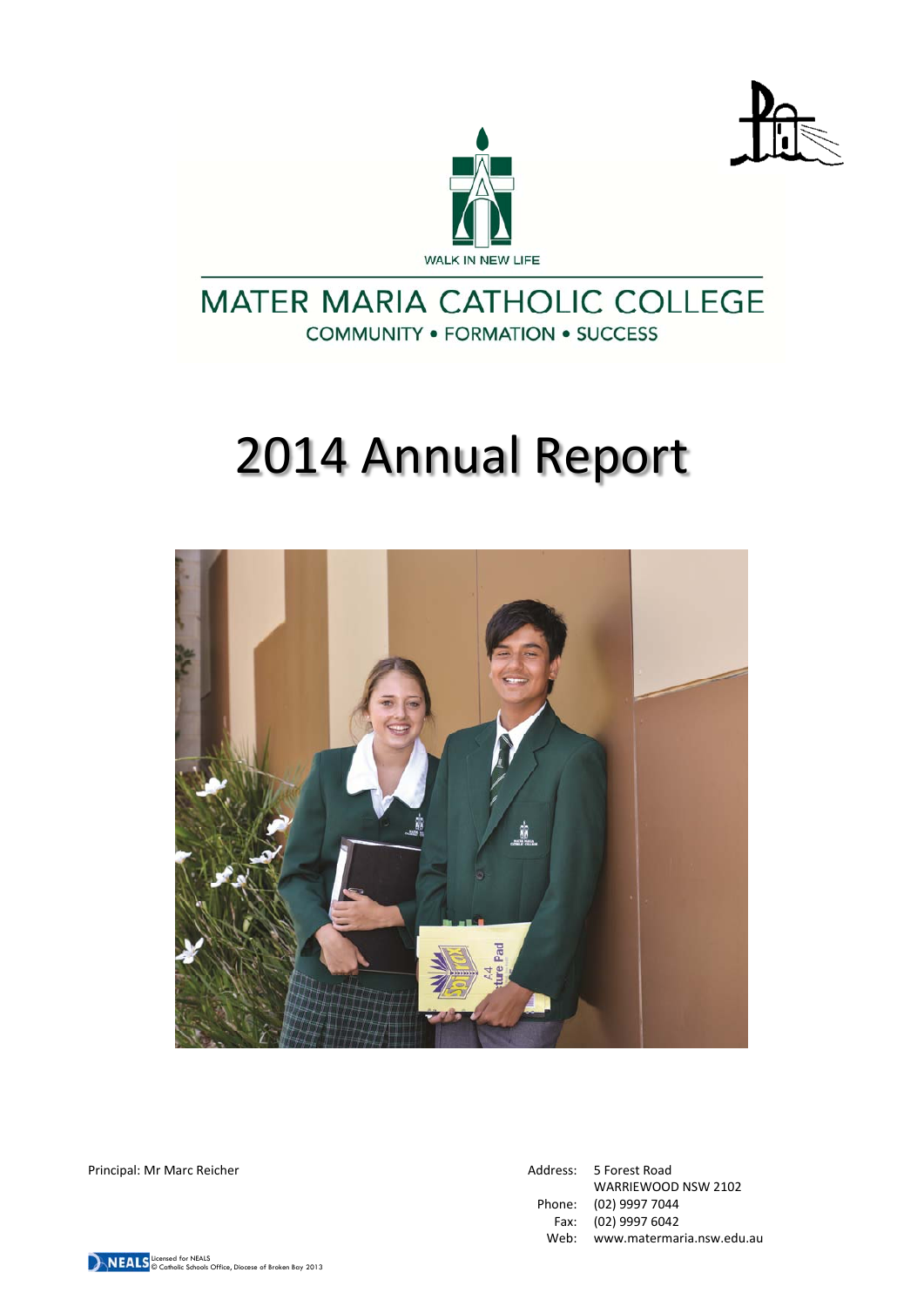WALK IN NEW LIFE

MATER MARIA CATHOLIC COLLEGE

COMMUNITY • FORMATION • SUCCESS

# 2014 Annual Report

Principal: Mr Marc Reicher

Address: 5 Forest Road
WARRIEWOOD NSW 2102
Phone: (02) 9997 7044
Fax: (02) 9997 6042
Web: www.matermaria.nsw.edu.au

Licensed for NEALS
© Catholic Schools Office, Diocese of Broken Bay 2013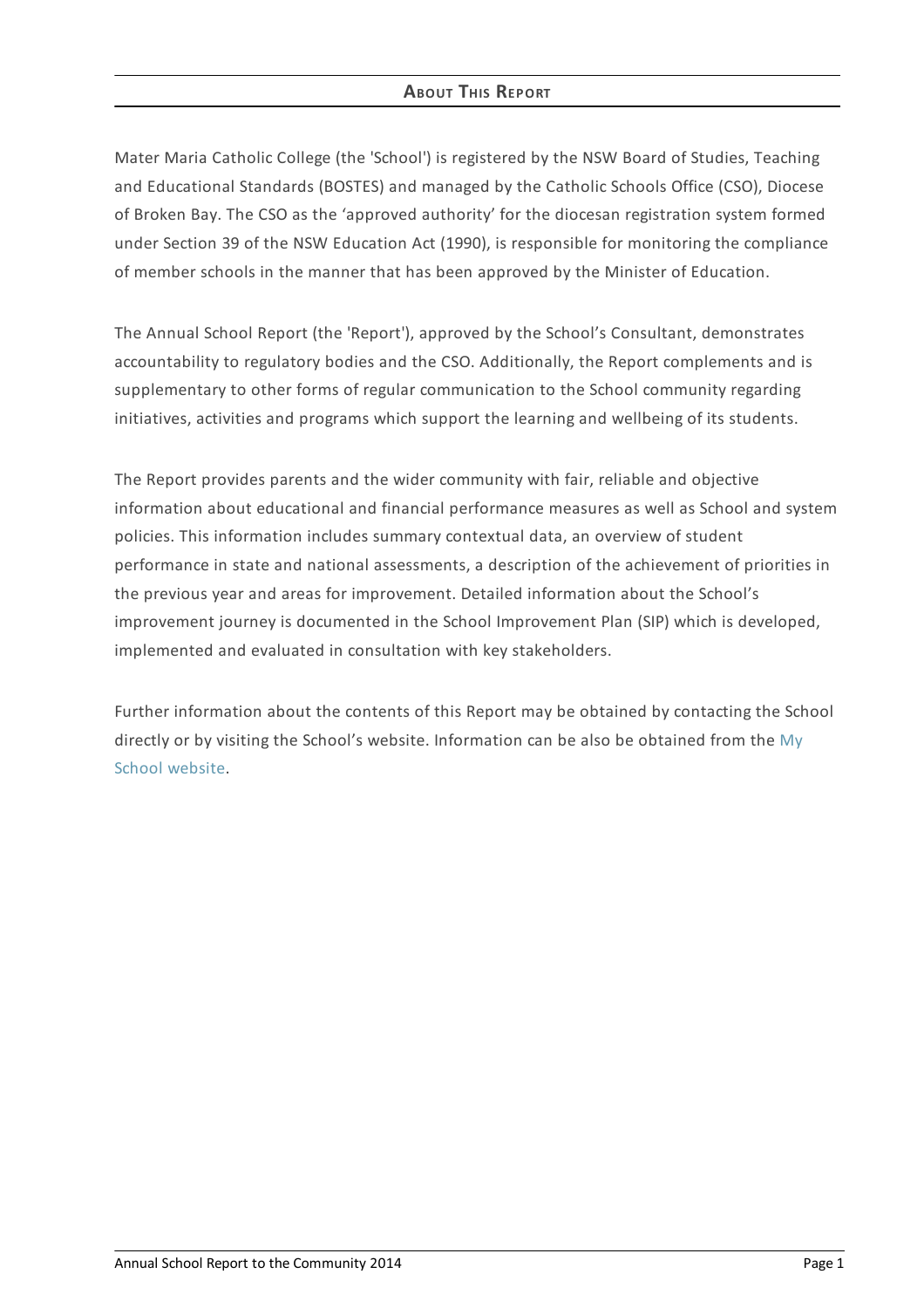## About This Report

Mater Maria Catholic College (the 'School') is registered by the NSW Board of Studies, Teaching and Educational Standards (BOSTES) and managed by the Catholic Schools Office (CSO), Diocese of Broken Bay. The CSO as the 'approved authority' for the diocesan registration system formed under Section 39 of the NSW Education Act (1990), is responsible for monitoring the compliance of member schools in the manner that has been approved by the Minister of Education.

The Annual School Report (the 'Report'), approved by the School's Consultant, demonstrates accountability to regulatory bodies and the CSO. Additionally, the Report complements and is supplementary to other forms of regular communication to the School community regarding initiatives, activities and programs which support the learning and wellbeing of its students.

The Report provides parents and the wider community with fair, reliable and objective information about educational and financial performance measures as well as School and system policies. This information includes summary contextual data, an overview of student performance in state and national assessments, a description of the achievement of priorities in the previous year and areas for improvement. Detailed information about the School's improvement journey is documented in the School Improvement Plan (SIP) which is developed, implemented and evaluated in consultation with key stakeholders.

Further information about the contents of this Report may be obtained by contacting the School directly or by visiting the School's website. Information can be also be obtained from the My School website.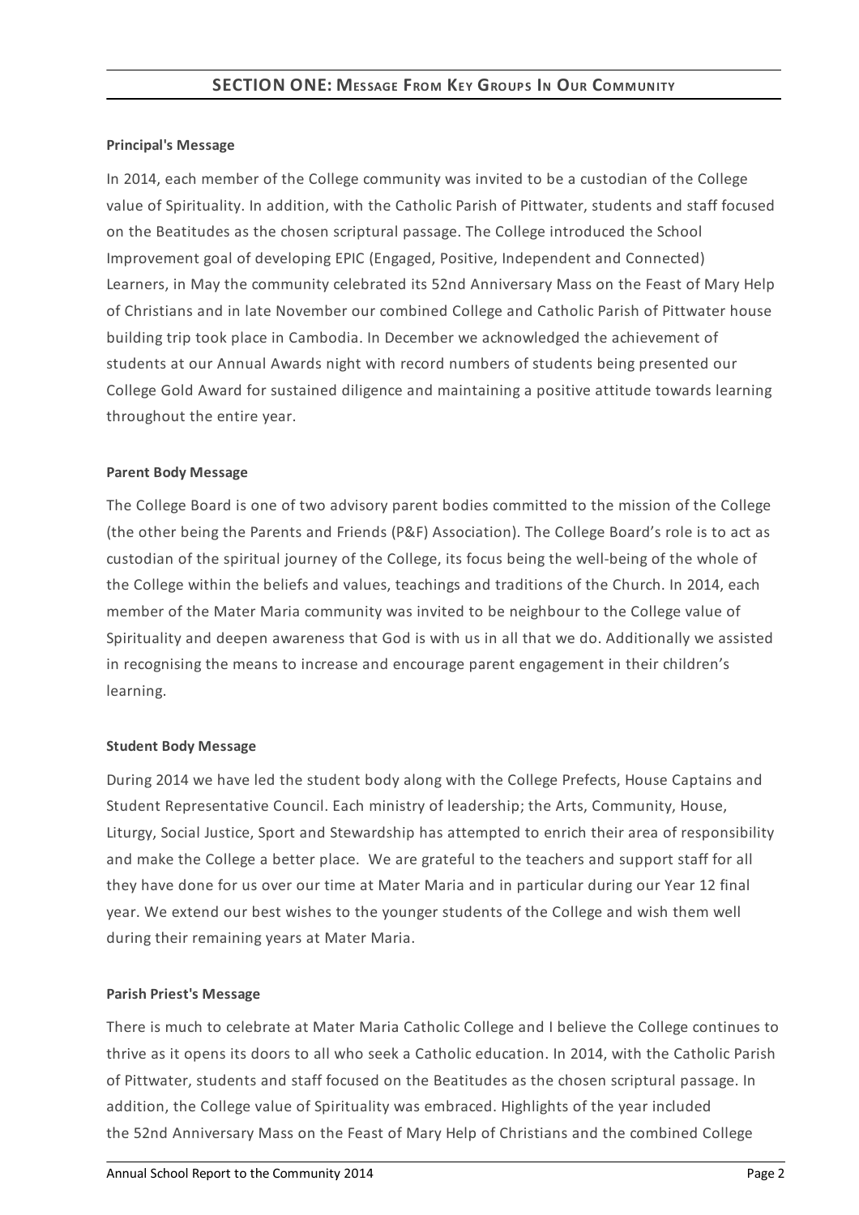## SECTION ONE: MESSAGE FROM KEY GROUPS IN OUR COMMUNITY

**Principal's Message**

In 2014, each member of the College community was invited to be a custodian of the College value of Spirituality. In addition, with the Catholic Parish of Pittwater, students and staff focused on the Beatitudes as the chosen scriptural passage. The College introduced the School Improvement goal of developing EPIC (Engaged, Positive, Independent and Connected) Learners, in May the community celebrated its 52nd Anniversary Mass on the Feast of Mary Help of Christians and in late November our combined College and Catholic Parish of Pittwater house building trip took place in Cambodia. In December we acknowledged the achievement of students at our Annual Awards night with record numbers of students being presented our College Gold Award for sustained diligence and maintaining a positive attitude towards learning throughout the entire year.

**Parent Body Message**

The College Board is one of two advisory parent bodies committed to the mission of the College (the other being the Parents and Friends (P&F) Association). The College Board's role is to act as custodian of the spiritual journey of the College, its focus being the well-being of the whole of the College within the beliefs and values, teachings and traditions of the Church. In 2014, each member of the Mater Maria community was invited to be neighbour to the College value of Spirituality and deepen awareness that God is with us in all that we do. Additionally we assisted in recognising the means to increase and encourage parent engagement in their children's learning.

**Student Body Message**

During 2014 we have led the student body along with the College Prefects, House Captains and Student Representative Council. Each ministry of leadership; the Arts, Community, House, Liturgy, Social Justice, Sport and Stewardship has attempted to enrich their area of responsibility and make the College a better place. We are grateful to the teachers and support staff for all they have done for us over our time at Mater Maria and in particular during our Year 12 final year. We extend our best wishes to the younger students of the College and wish them well during their remaining years at Mater Maria.

**Parish Priest's Message**

There is much to celebrate at Mater Maria Catholic College and I believe the College continues to thrive as it opens its doors to all who seek a Catholic education. In 2014, with the Catholic Parish of Pittwater, students and staff focused on the Beatitudes as the chosen scriptural passage. In addition, the College value of Spirituality was embraced. Highlights of the year included the 52nd Anniversary Mass on the Feast of Mary Help of Christians and the combined College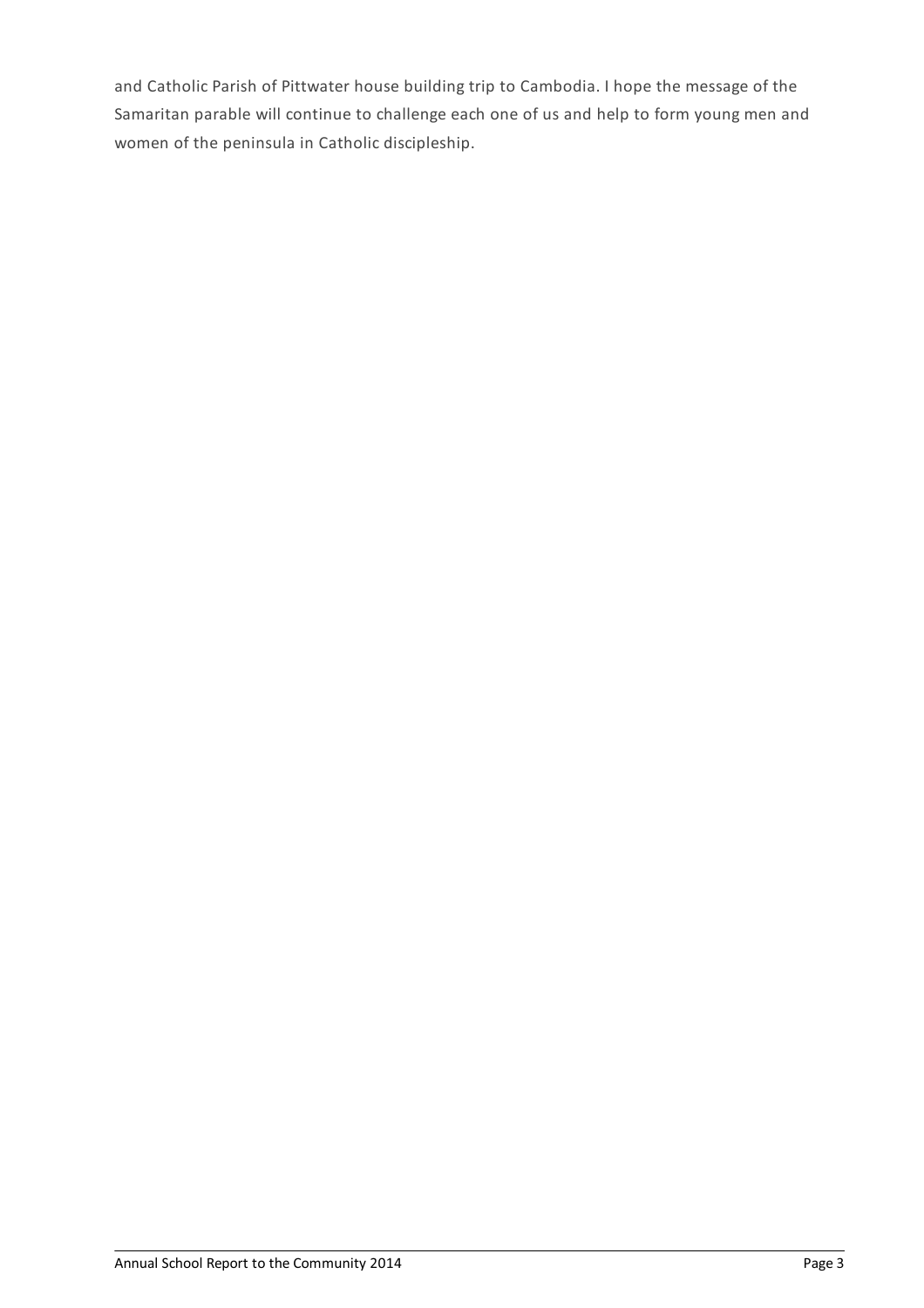and Catholic Parish of Pittwater house building trip to Cambodia. I hope the message of the Samaritan parable will continue to challenge each one of us and help to form young men and women of the peninsula in Catholic discipleship.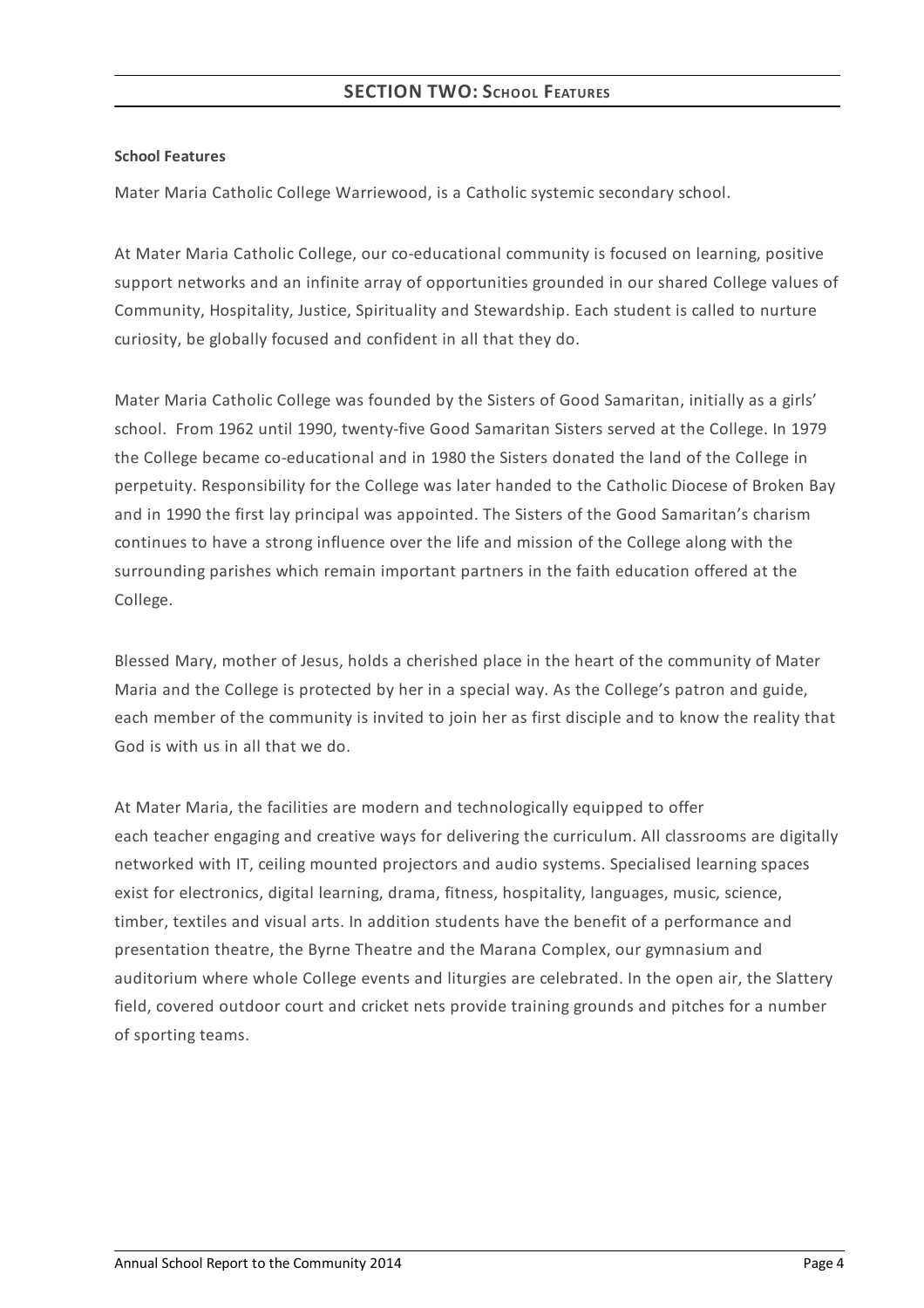## SECTION TWO: School Features

**School Features**

Mater Maria Catholic College Warriewood, is a Catholic systemic secondary school.

At Mater Maria Catholic College, our co-educational community is focused on learning, positive support networks and an infinite array of opportunities grounded in our shared College values of Community, Hospitality, Justice, Spirituality and Stewardship. Each student is called to nurture curiosity, be globally focused and confident in all that they do.

Mater Maria Catholic College was founded by the Sisters of Good Samaritan, initially as a girls' school. From 1962 until 1990, twenty-five Good Samaritan Sisters served at the College. In 1979 the College became co-educational and in 1980 the Sisters donated the land of the College in perpetuity. Responsibility for the College was later handed to the Catholic Diocese of Broken Bay and in 1990 the first lay principal was appointed. The Sisters of the Good Samaritan's charism continues to have a strong influence over the life and mission of the College along with the surrounding parishes which remain important partners in the faith education offered at the College.

Blessed Mary, mother of Jesus, holds a cherished place in the heart of the community of Mater Maria and the College is protected by her in a special way. As the College's patron and guide, each member of the community is invited to join her as first disciple and to know the reality that God is with us in all that we do.

At Mater Maria, the facilities are modern and technologically equipped to offer each teacher engaging and creative ways for delivering the curriculum. All classrooms are digitally networked with IT, ceiling mounted projectors and audio systems. Specialised learning spaces exist for electronics, digital learning, drama, fitness, hospitality, languages, music, science, timber, textiles and visual arts. In addition students have the benefit of a performance and presentation theatre, the Byrne Theatre and the Marana Complex, our gymnasium and auditorium where whole College events and liturgies are celebrated. In the open air, the Slattery field, covered outdoor court and cricket nets provide training grounds and pitches for a number of sporting teams.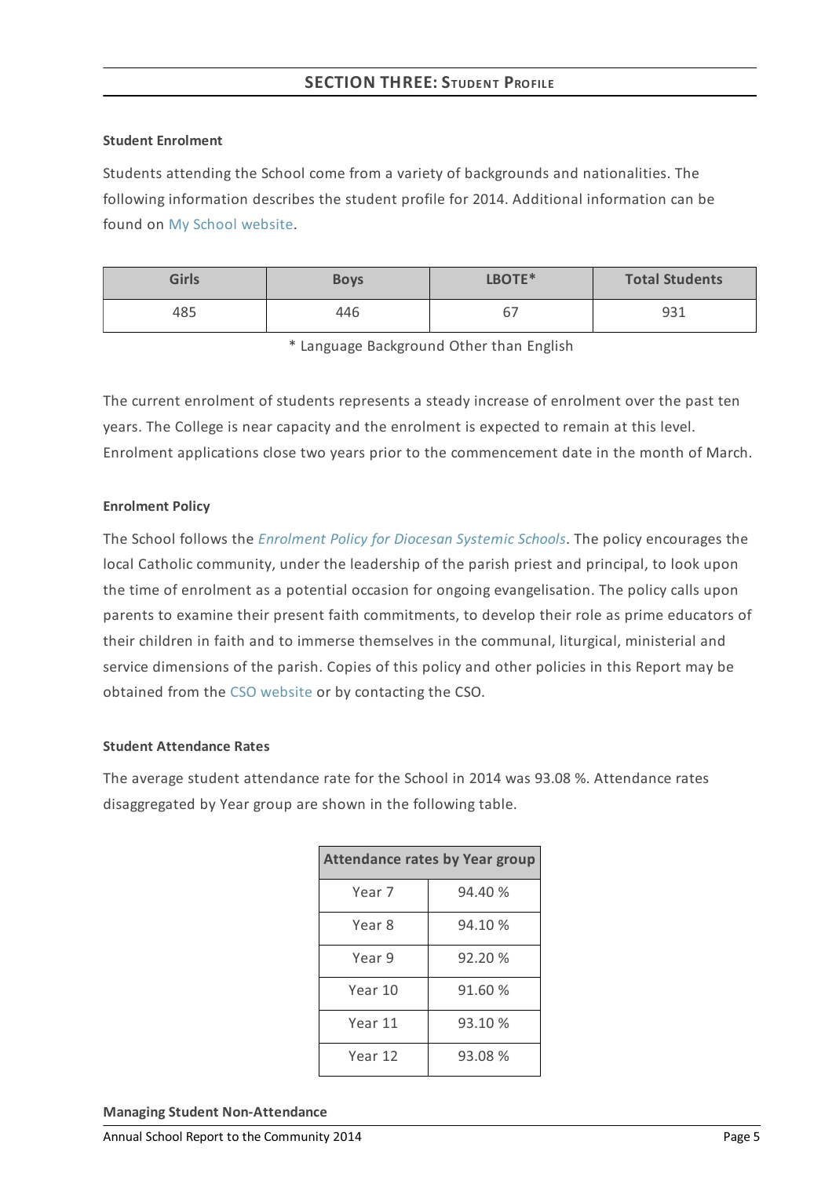## SECTION THREE: STUDENT PROFILE

**Student Enrolment**

Students attending the School come from a variety of backgrounds and nationalities. The following information describes the student profile for 2014. Additional information can be found on My School website.

| Girls | Boys | LBOTE* | Total Students |
|---|---|---|---|
| 485 | 446 | 67 | 931 |

\* Language Background Other than English

The current enrolment of students represents a steady increase of enrolment over the past ten years. The College is near capacity and the enrolment is expected to remain at this level. Enrolment applications close two years prior to the commencement date in the month of March.

**Enrolment Policy**

The School follows the *Enrolment Policy for Diocesan Systemic Schools*. The policy encourages the local Catholic community, under the leadership of the parish priest and principal, to look upon the time of enrolment as a potential occasion for ongoing evangelisation. The policy calls upon parents to examine their present faith commitments, to develop their role as prime educators of their children in faith and to immerse themselves in the communal, liturgical, ministerial and service dimensions of the parish. Copies of this policy and other policies in this Report may be obtained from the CSO website or by contacting the CSO.

**Student Attendance Rates**

The average student attendance rate for the School in 2014 was 93.08 %. Attendance rates disaggregated by Year group are shown in the following table.

| Attendance rates by Year group | |
|---|---|
| Year 7 | 94.40 % |
| Year 8 | 94.10 % |
| Year 9 | 92.20 % |
| Year 10 | 91.60 % |
| Year 11 | 93.10 % |
| Year 12 | 93.08 % |

**Managing Student Non-Attendance**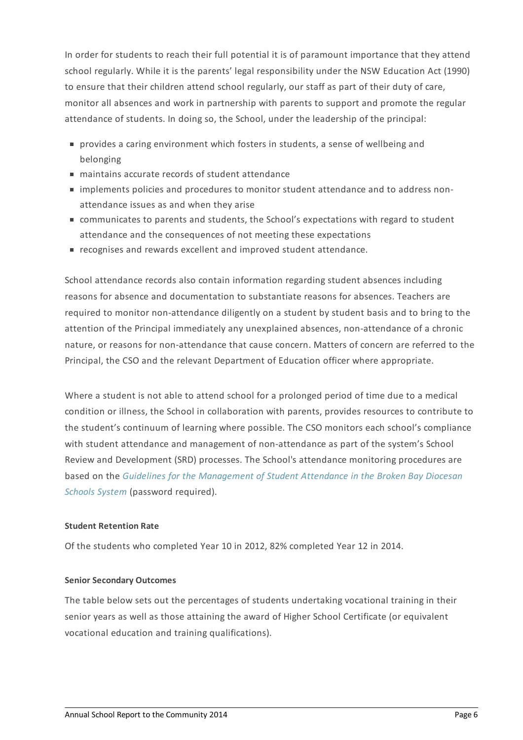In order for students to reach their full potential it is of paramount importance that they attend school regularly. While it is the parents' legal responsibility under the NSW Education Act (1990) to ensure that their children attend school regularly, our staff as part of their duty of care, monitor all absences and work in partnership with parents to support and promote the regular attendance of students. In doing so, the School, under the leadership of the principal:

- provides a caring environment which fosters in students, a sense of wellbeing and belonging
- maintains accurate records of student attendance
- implements policies and procedures to monitor student attendance and to address non-attendance issues as and when they arise
- communicates to parents and students, the School's expectations with regard to student attendance and the consequences of not meeting these expectations
- recognises and rewards excellent and improved student attendance.

School attendance records also contain information regarding student absences including reasons for absence and documentation to substantiate reasons for absences. Teachers are required to monitor non-attendance diligently on a student by student basis and to bring to the attention of the Principal immediately any unexplained absences, non-attendance of a chronic nature, or reasons for non-attendance that cause concern. Matters of concern are referred to the Principal, the CSO and the relevant Department of Education officer where appropriate.

Where a student is not able to attend school for a prolonged period of time due to a medical condition or illness, the School in collaboration with parents, provides resources to contribute to the student's continuum of learning where possible. The CSO monitors each school's compliance with student attendance and management of non-attendance as part of the system's School Review and Development (SRD) processes. The School's attendance monitoring procedures are based on the *Guidelines for the Management of Student Attendance in the Broken Bay Diocesan Schools System* (password required).

**Student Retention Rate**

Of the students who completed Year 10 in 2012, 82% completed Year 12 in 2014.

**Senior Secondary Outcomes**

The table below sets out the percentages of students undertaking vocational training in their senior years as well as those attaining the award of Higher School Certificate (or equivalent vocational education and training qualifications).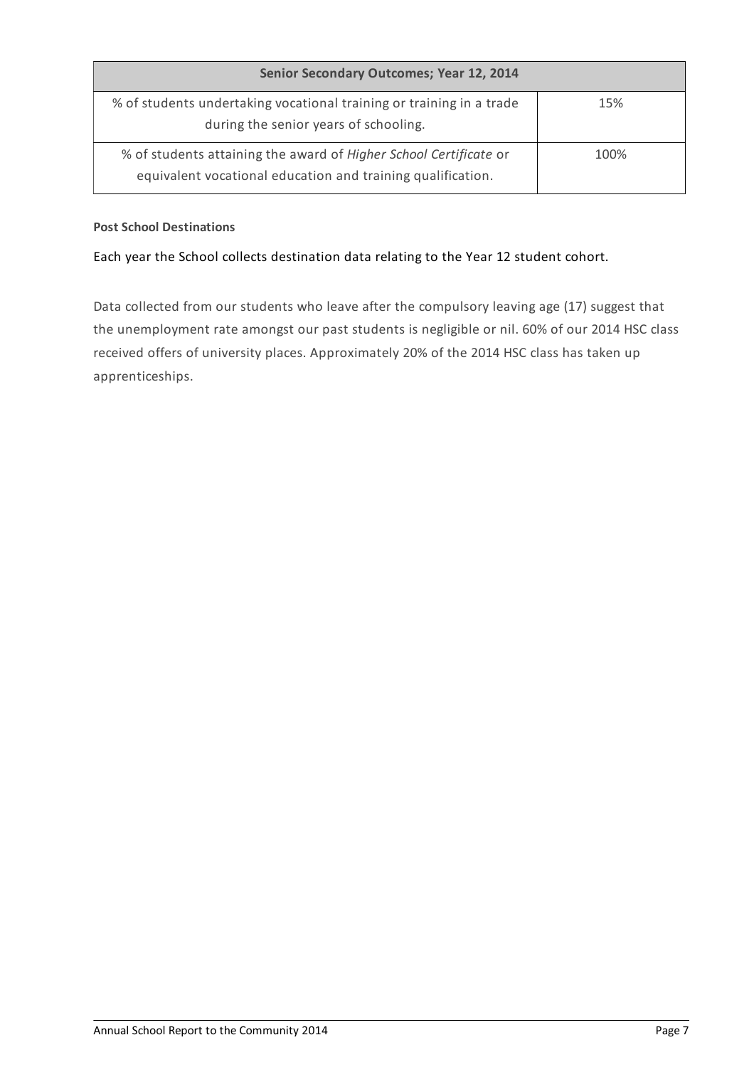| Senior Secondary Outcomes; Year 12, 2014 | |
|---|---|
| % of students undertaking vocational training or training in a trade during the senior years of schooling. | 15% |
| % of students attaining the award of *Higher School Certificate* or equivalent vocational education and training qualification. | 100% |

**Post School Destinations**

Each year the School collects destination data relating to the Year 12 student cohort.

Data collected from our students who leave after the compulsory leaving age (17) suggest that the unemployment rate amongst our past students is negligible or nil. 60% of our 2014 HSC class received offers of university places. Approximately 20% of the 2014 HSC class has taken up apprenticeships.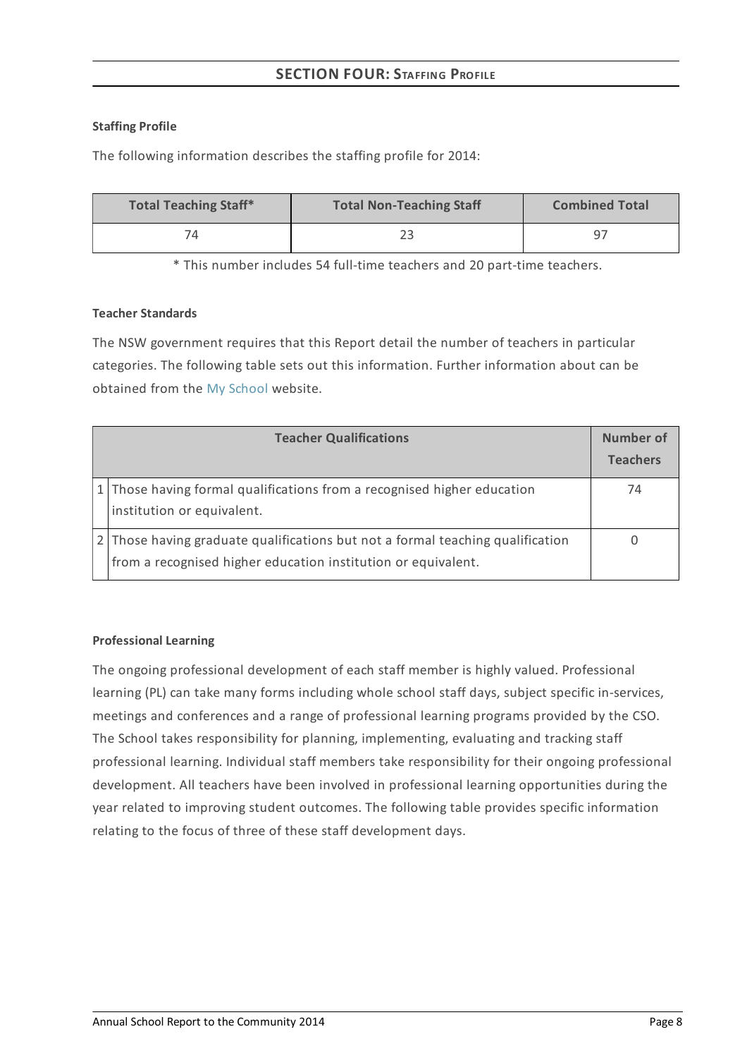## SECTION FOUR: STAFFING PROFILE

**Staffing Profile**

The following information describes the staffing profile for 2014:

| Total Teaching Staff* | Total Non-Teaching Staff | Combined Total |
|---|---|---|
| 74 | 23 | 97 |

\* This number includes 54 full-time teachers and 20 part-time teachers.

**Teacher Standards**

The NSW government requires that this Report detail the number of teachers in particular categories. The following table sets out this information. Further information about can be obtained from the My School website.

| | Teacher Qualifications | Number of Teachers |
|---|---|---|
| 1 | Those having formal qualifications from a recognised higher education institution or equivalent. | 74 |
| 2 | Those having graduate qualifications but not a formal teaching qualification from a recognised higher education institution or equivalent. | 0 |

**Professional Learning**

The ongoing professional development of each staff member is highly valued. Professional learning (PL) can take many forms including whole school staff days, subject specific in-services, meetings and conferences and a range of professional learning programs provided by the CSO. The School takes responsibility for planning, implementing, evaluating and tracking staff professional learning. Individual staff members take responsibility for their ongoing professional development. All teachers have been involved in professional learning opportunities during the year related to improving student outcomes. The following table provides specific information relating to the focus of three of these staff development days.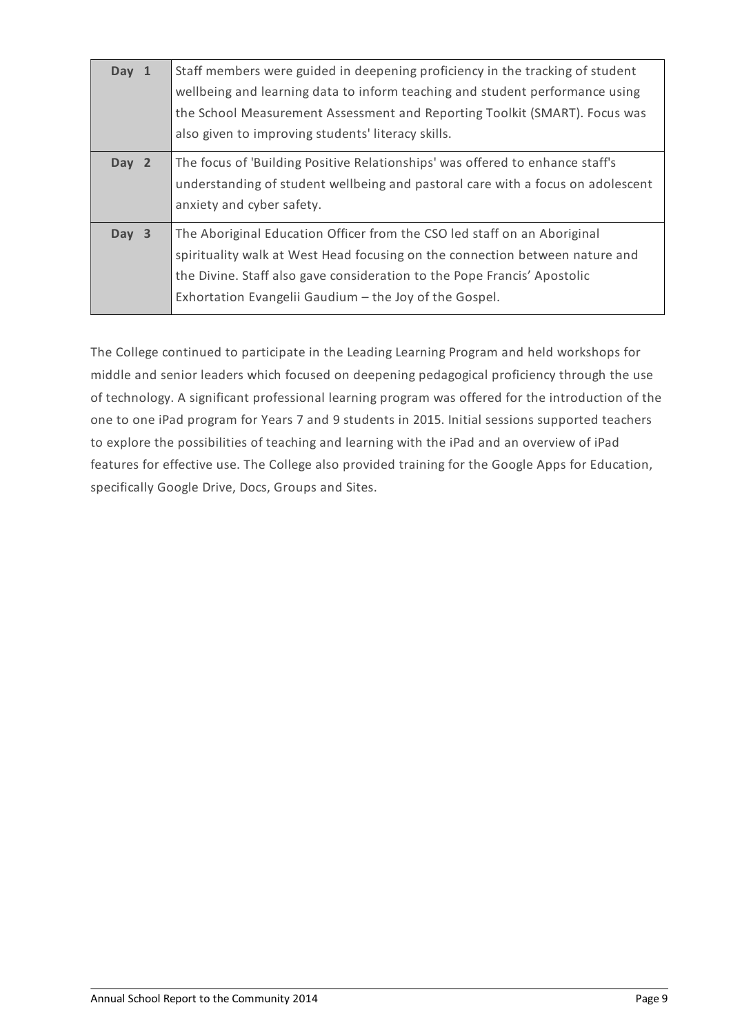| Day 1 | Staff members were guided in deepening proficiency in the tracking of student wellbeing and learning data to inform teaching and student performance using the School Measurement Assessment and Reporting Toolkit (SMART). Focus was also given to improving students' literacy skills. |
|---|---|
| Day 2 | The focus of 'Building Positive Relationships' was offered to enhance staff's understanding of student wellbeing and pastoral care with a focus on adolescent anxiety and cyber safety. |
| Day 3 | The Aboriginal Education Officer from the CSO led staff on an Aboriginal spirituality walk at West Head focusing on the connection between nature and the Divine. Staff also gave consideration to the Pope Francis' Apostolic Exhortation Evangelii Gaudium – the Joy of the Gospel. |

The College continued to participate in the Leading Learning Program and held workshops for middle and senior leaders which focused on deepening pedagogical proficiency through the use of technology. A significant professional learning program was offered for the introduction of the one to one iPad program for Years 7 and 9 students in 2015. Initial sessions supported teachers to explore the possibilities of teaching and learning with the iPad and an overview of iPad features for effective use. The College also provided training for the Google Apps for Education, specifically Google Drive, Docs, Groups and Sites.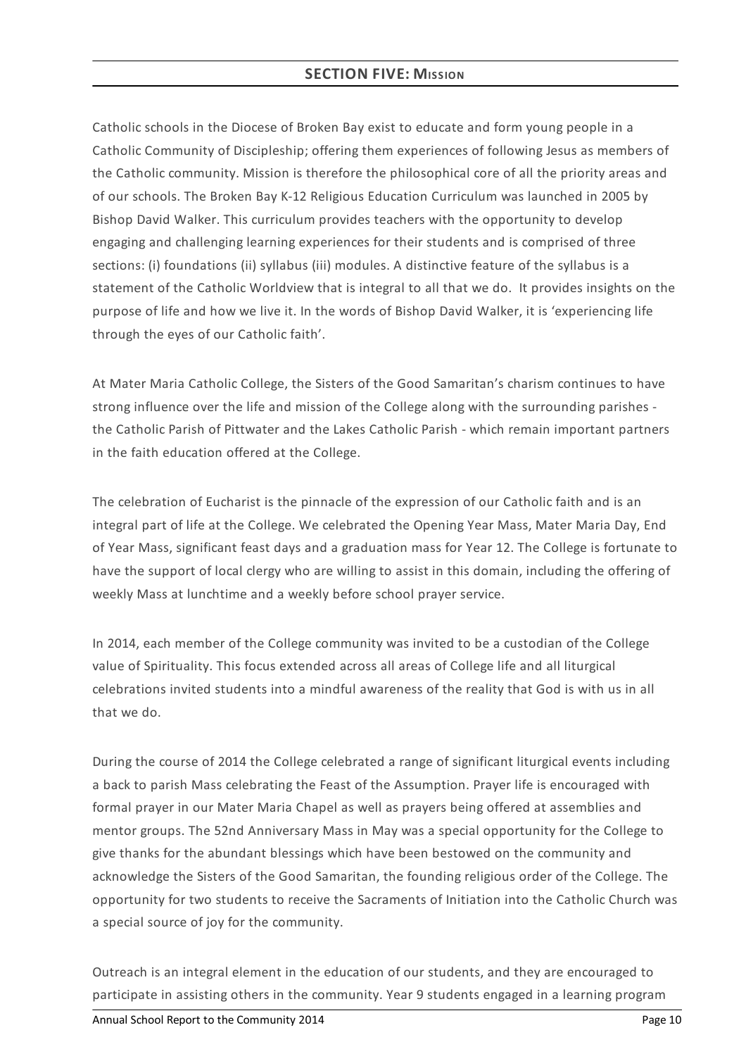## SECTION FIVE: MISSION

Catholic schools in the Diocese of Broken Bay exist to educate and form young people in a Catholic Community of Discipleship; offering them experiences of following Jesus as members of the Catholic community. Mission is therefore the philosophical core of all the priority areas and of our schools. The Broken Bay K-12 Religious Education Curriculum was launched in 2005 by Bishop David Walker. This curriculum provides teachers with the opportunity to develop engaging and challenging learning experiences for their students and is comprised of three sections: (i) foundations (ii) syllabus (iii) modules. A distinctive feature of the syllabus is a statement of the Catholic Worldview that is integral to all that we do. It provides insights on the purpose of life and how we live it. In the words of Bishop David Walker, it is 'experiencing life through the eyes of our Catholic faith'.

At Mater Maria Catholic College, the Sisters of the Good Samaritan's charism continues to have strong influence over the life and mission of the College along with the surrounding parishes - the Catholic Parish of Pittwater and the Lakes Catholic Parish - which remain important partners in the faith education offered at the College.

The celebration of Eucharist is the pinnacle of the expression of our Catholic faith and is an integral part of life at the College. We celebrated the Opening Year Mass, Mater Maria Day, End of Year Mass, significant feast days and a graduation mass for Year 12. The College is fortunate to have the support of local clergy who are willing to assist in this domain, including the offering of weekly Mass at lunchtime and a weekly before school prayer service.

In 2014, each member of the College community was invited to be a custodian of the College value of Spirituality. This focus extended across all areas of College life and all liturgical celebrations invited students into a mindful awareness of the reality that God is with us in all that we do.

During the course of 2014 the College celebrated a range of significant liturgical events including a back to parish Mass celebrating the Feast of the Assumption. Prayer life is encouraged with formal prayer in our Mater Maria Chapel as well as prayers being offered at assemblies and mentor groups. The 52nd Anniversary Mass in May was a special opportunity for the College to give thanks for the abundant blessings which have been bestowed on the community and acknowledge the Sisters of the Good Samaritan, the founding religious order of the College. The opportunity for two students to receive the Sacraments of Initiation into the Catholic Church was a special source of joy for the community.

Outreach is an integral element in the education of our students, and they are encouraged to participate in assisting others in the community. Year 9 students engaged in a learning program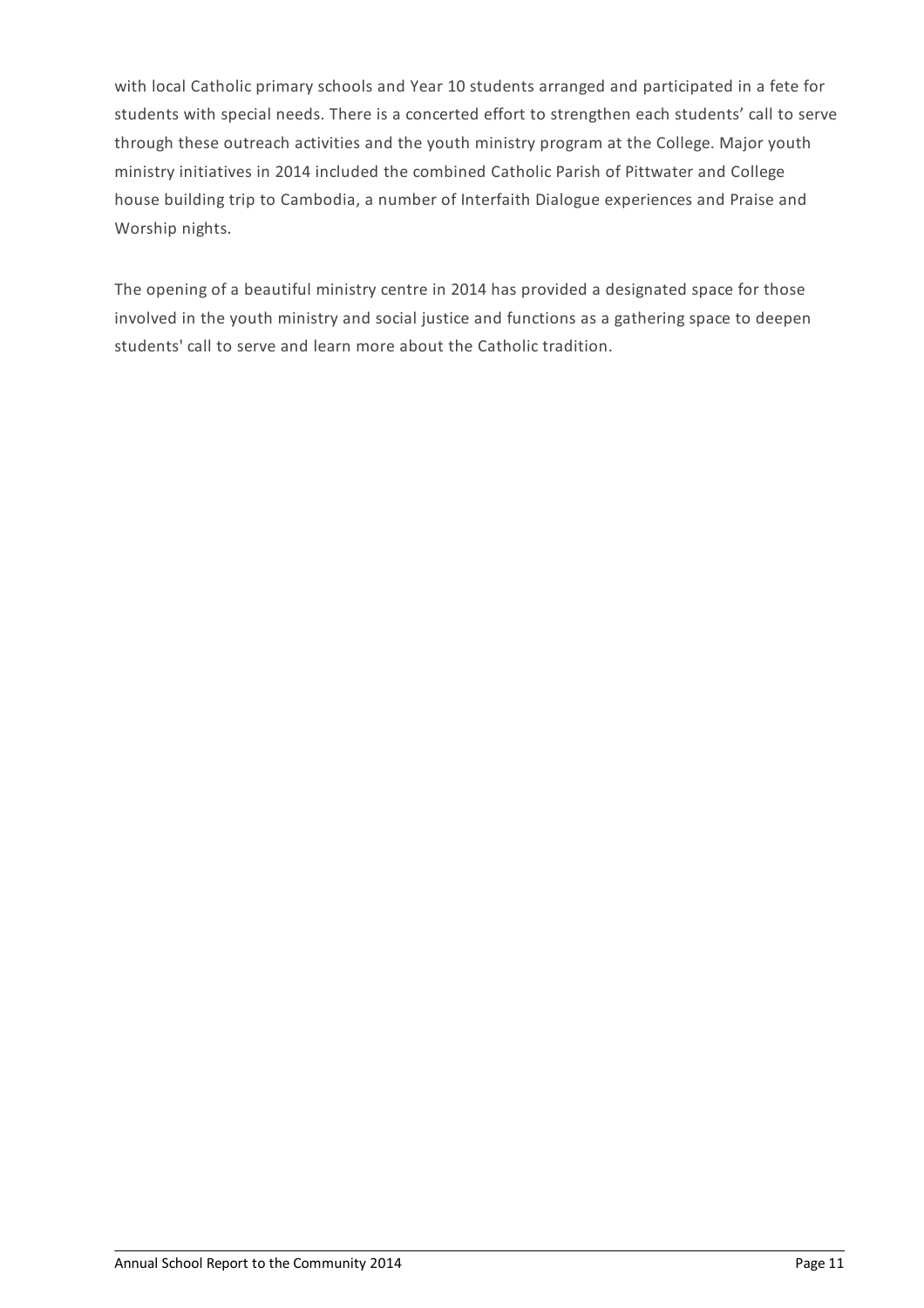with local Catholic primary schools and Year 10 students arranged and participated in a fete for students with special needs. There is a concerted effort to strengthen each students' call to serve through these outreach activities and the youth ministry program at the College. Major youth ministry initiatives in 2014 included the combined Catholic Parish of Pittwater and College house building trip to Cambodia, a number of Interfaith Dialogue experiences and Praise and Worship nights.

The opening of a beautiful ministry centre in 2014 has provided a designated space for those involved in the youth ministry and social justice and functions as a gathering space to deepen students' call to serve and learn more about the Catholic tradition.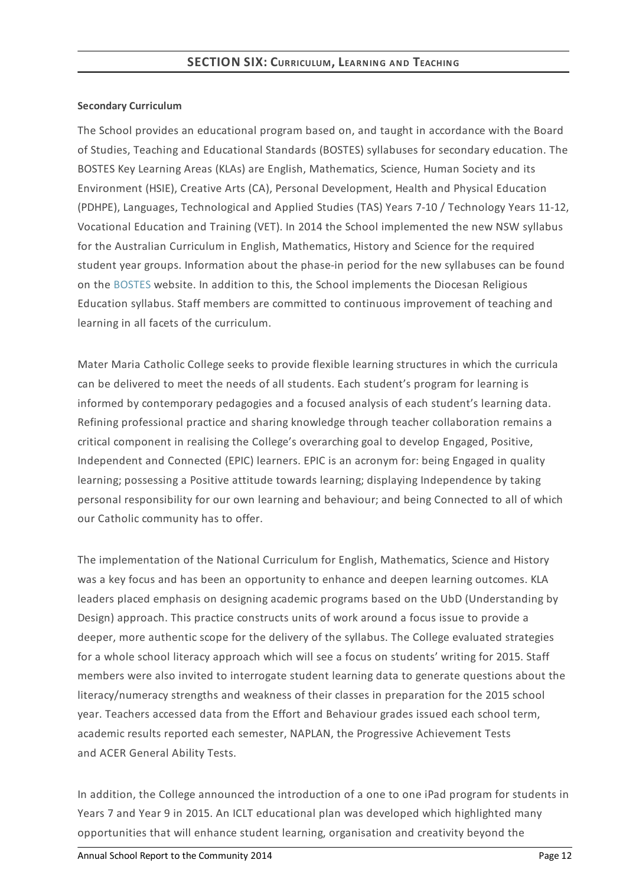## SECTION SIX: CURRICULUM, LEARNING AND TEACHING

**Secondary Curriculum**

The School provides an educational program based on, and taught in accordance with the Board of Studies, Teaching and Educational Standards (BOSTES) syllabuses for secondary education. The BOSTES Key Learning Areas (KLAs) are English, Mathematics, Science, Human Society and its Environment (HSIE), Creative Arts (CA), Personal Development, Health and Physical Education (PDHPE), Languages, Technological and Applied Studies (TAS) Years 7-10 / Technology Years 11-12, Vocational Education and Training (VET). In 2014 the School implemented the new NSW syllabus for the Australian Curriculum in English, Mathematics, History and Science for the required student year groups. Information about the phase-in period for the new syllabuses can be found on the BOSTES website. In addition to this, the School implements the Diocesan Religious Education syllabus. Staff members are committed to continuous improvement of teaching and learning in all facets of the curriculum.

Mater Maria Catholic College seeks to provide flexible learning structures in which the curricula can be delivered to meet the needs of all students. Each student's program for learning is informed by contemporary pedagogies and a focused analysis of each student's learning data. Refining professional practice and sharing knowledge through teacher collaboration remains a critical component in realising the College's overarching goal to develop Engaged, Positive, Independent and Connected (EPIC) learners. EPIC is an acronym for: being Engaged in quality learning; possessing a Positive attitude towards learning; displaying Independence by taking personal responsibility for our own learning and behaviour; and being Connected to all of which our Catholic community has to offer.

The implementation of the National Curriculum for English, Mathematics, Science and History was a key focus and has been an opportunity to enhance and deepen learning outcomes. KLA leaders placed emphasis on designing academic programs based on the UbD (Understanding by Design) approach. This practice constructs units of work around a focus issue to provide a deeper, more authentic scope for the delivery of the syllabus. The College evaluated strategies for a whole school literacy approach which will see a focus on students' writing for 2015. Staff members were also invited to interrogate student learning data to generate questions about the literacy/numeracy strengths and weakness of their classes in preparation for the 2015 school year. Teachers accessed data from the Effort and Behaviour grades issued each school term, academic results reported each semester, NAPLAN, the Progressive Achievement Tests and ACER General Ability Tests.

In addition, the College announced the introduction of a one to one iPad program for students in Years 7 and Year 9 in 2015. An ICLT educational plan was developed which highlighted many opportunities that will enhance student learning, organisation and creativity beyond the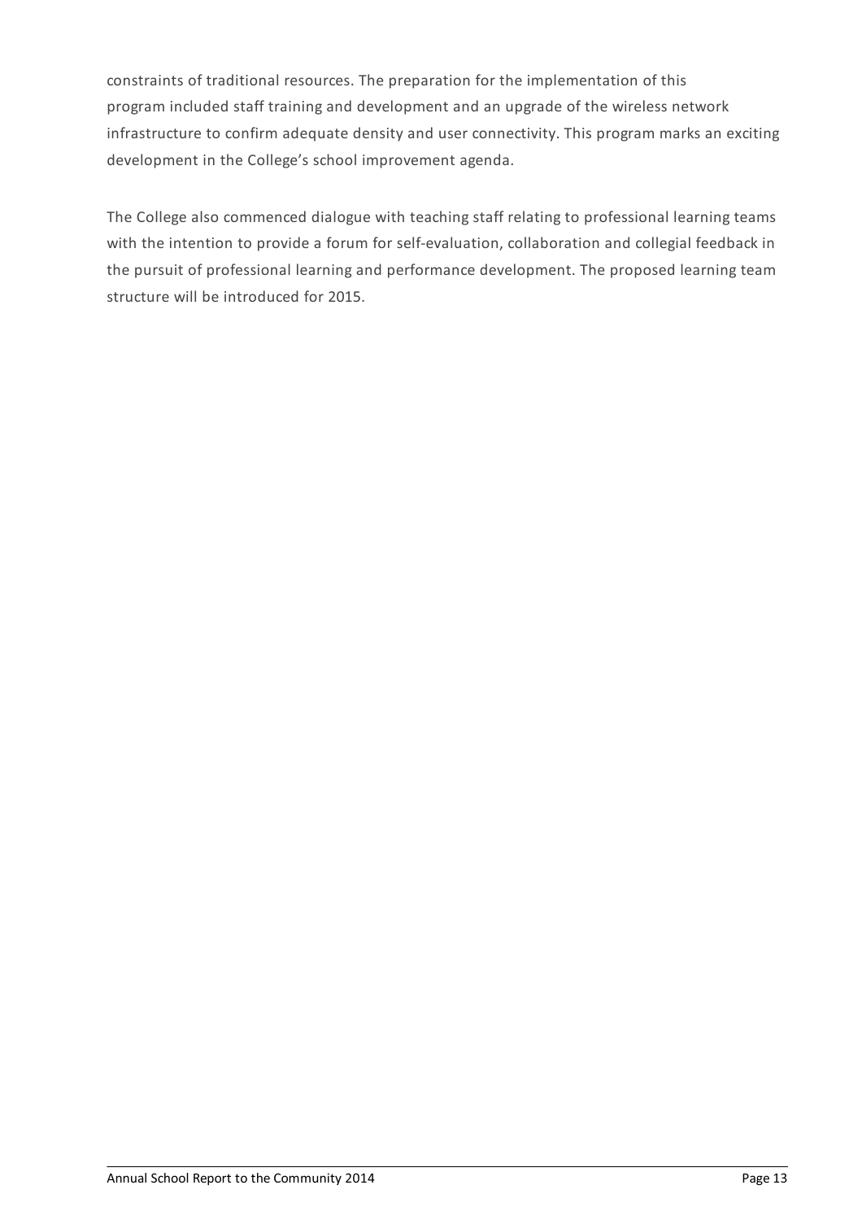constraints of traditional resources. The preparation for the implementation of this program included staff training and development and an upgrade of the wireless network infrastructure to confirm adequate density and user connectivity. This program marks an exciting development in the College's school improvement agenda.

The College also commenced dialogue with teaching staff relating to professional learning teams with the intention to provide a forum for self-evaluation, collaboration and collegial feedback in the pursuit of professional learning and performance development. The proposed learning team structure will be introduced for 2015.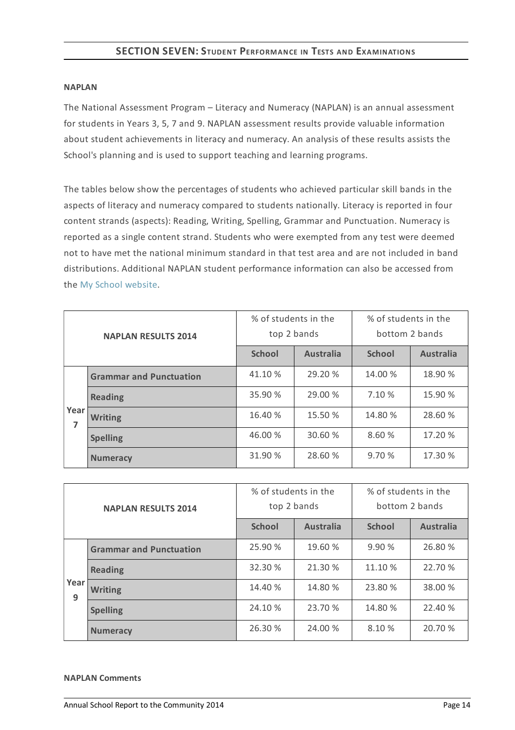## SECTION SEVEN: Student Performance in Tests and Examinations

**NAPLAN**

The National Assessment Program – Literacy and Numeracy (NAPLAN) is an annual assessment for students in Years 3, 5, 7 and 9. NAPLAN assessment results provide valuable information about student achievements in literacy and numeracy. An analysis of these results assists the School's planning and is used to support teaching and learning programs.

The tables below show the percentages of students who achieved particular skill bands in the aspects of literacy and numeracy compared to students nationally. Literacy is reported in four content strands (aspects): Reading, Writing, Spelling, Grammar and Punctuation. Numeracy is reported as a single content strand. Students who were exempted from any test were deemed not to have met the national minimum standard in that test area and are not included in band distributions. Additional NAPLAN student performance information can also be accessed from the My School website.

| **NAPLAN RESULTS 2014** | | % of students in the top 2 bands | | % of students in the bottom 2 bands | |
|---|---|---|---|---|---|
| | | **School** | **Australia** | **School** | **Australia** |
| Year 7 | **Grammar and Punctuation** | 41.10 % | 29.20 % | 14.00 % | 18.90 % |
| | **Reading** | 35.90 % | 29.00 % | 7.10 % | 15.90 % |
| | **Writing** | 16.40 % | 15.50 % | 14.80 % | 28.60 % |
| | **Spelling** | 46.00 % | 30.60 % | 8.60 % | 17.20 % |
| | **Numeracy** | 31.90 % | 28.60 % | 9.70 % | 17.30 % |

| **NAPLAN RESULTS 2014** | | % of students in the top 2 bands | | % of students in the bottom 2 bands | |
|---|---|---|---|---|---|
| | | **School** | **Australia** | **School** | **Australia** |
| Year 9 | **Grammar and Punctuation** | 25.90 % | 19.60 % | 9.90 % | 26.80 % |
| | **Reading** | 32.30 % | 21.30 % | 11.10 % | 22.70 % |
| | **Writing** | 14.40 % | 14.80 % | 23.80 % | 38.00 % |
| | **Spelling** | 24.10 % | 23.70 % | 14.80 % | 22.40 % |
| | **Numeracy** | 26.30 % | 24.00 % | 8.10 % | 20.70 % |

**NAPLAN Comments**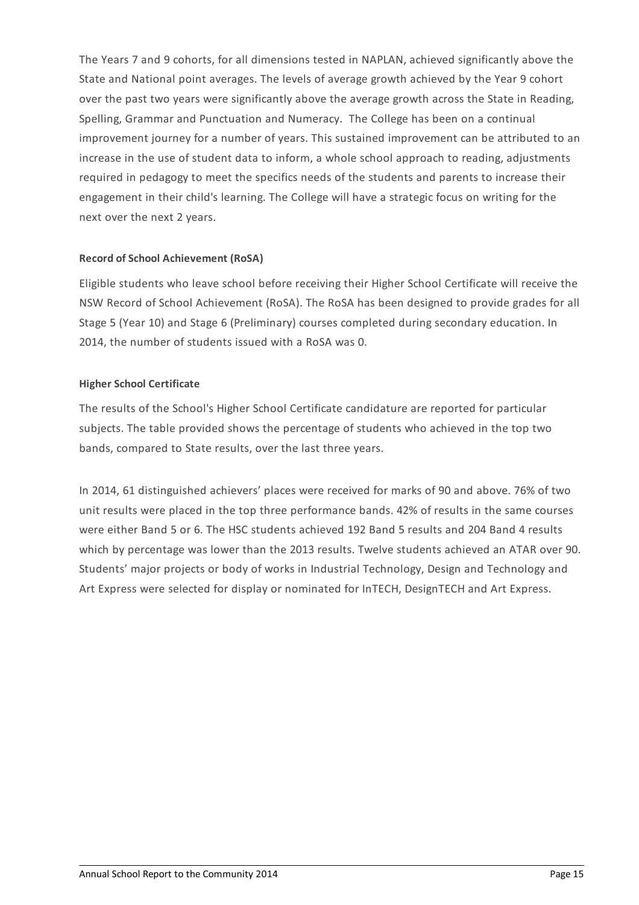The Years 7 and 9 cohorts, for all dimensions tested in NAPLAN, achieved significantly above the State and National point averages. The levels of average growth achieved by the Year 9 cohort over the past two years were significantly above the average growth across the State in Reading, Spelling, Grammar and Punctuation and Numeracy.  The College has been on a continual improvement journey for a number of years. This sustained improvement can be attributed to an increase in the use of student data to inform, a whole school approach to reading, adjustments required in pedagogy to meet the specifics needs of the students and parents to increase their engagement in their child's learning. The College will have a strategic focus on writing for the next over the next 2 years.

**Record of School Achievement (RoSA)**

Eligible students who leave school before receiving their Higher School Certificate will receive the NSW Record of School Achievement (RoSA). The RoSA has been designed to provide grades for all Stage 5 (Year 10) and Stage 6 (Preliminary) courses completed during secondary education. In 2014, the number of students issued with a RoSA was 0.

**Higher School Certificate**

The results of the School's Higher School Certificate candidature are reported for particular subjects. The table provided shows the percentage of students who achieved in the top two bands, compared to State results, over the last three years.

In 2014, 61 distinguished achievers' places were received for marks of 90 and above. 76% of two unit results were placed in the top three performance bands. 42% of results in the same courses were either Band 5 or 6. The HSC students achieved 192 Band 5 results and 204 Band 4 results which by percentage was lower than the 2013 results. Twelve students achieved an ATAR over 90. Students' major projects or body of works in Industrial Technology, Design and Technology and Art Express were selected for display or nominated for InTECH, DesignTECH and Art Express.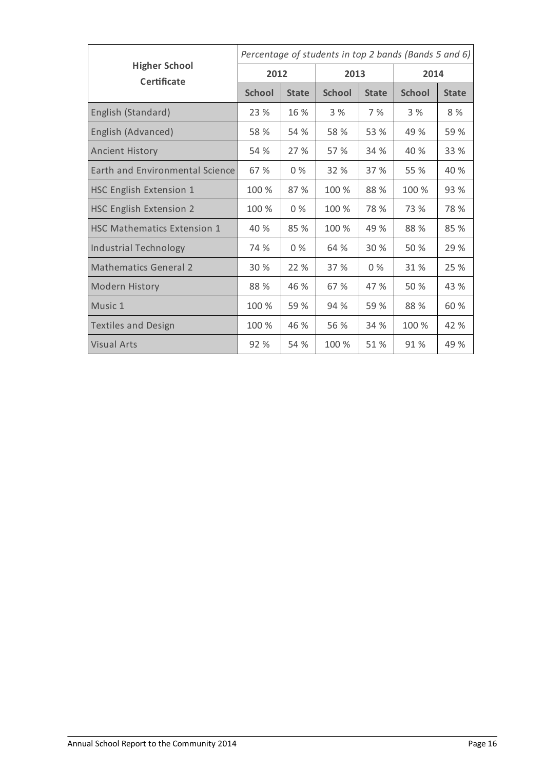| Higher School Certificate | Percentage of students in top 2 bands (Bands 5 and 6) | | | | | |
|---|---|---|---|---|---|---|
| | 2012 | | 2013 | | 2014 | |
| | School | State | School | State | School | State |
| English (Standard) | 23 % | 16 % | 3 % | 7 % | 3 % | 8 % |
| English (Advanced) | 58 % | 54 % | 58 % | 53 % | 49 % | 59 % |
| Ancient History | 54 % | 27 % | 57 % | 34 % | 40 % | 33 % |
| Earth and Environmental Science | 67 % | 0 % | 32 % | 37 % | 55 % | 40 % |
| HSC English Extension 1 | 100 % | 87 % | 100 % | 88 % | 100 % | 93 % |
| HSC English Extension 2 | 100 % | 0 % | 100 % | 78 % | 73 % | 78 % |
| HSC Mathematics Extension 1 | 40 % | 85 % | 100 % | 49 % | 88 % | 85 % |
| Industrial Technology | 74 % | 0 % | 64 % | 30 % | 50 % | 29 % |
| Mathematics General 2 | 30 % | 22 % | 37 % | 0 % | 31 % | 25 % |
| Modern History | 88 % | 46 % | 67 % | 47 % | 50 % | 43 % |
| Music 1 | 100 % | 59 % | 94 % | 59 % | 88 % | 60 % |
| Textiles and Design | 100 % | 46 % | 56 % | 34 % | 100 % | 42 % |
| Visual Arts | 92 % | 54 % | 100 % | 51 % | 91 % | 49 % |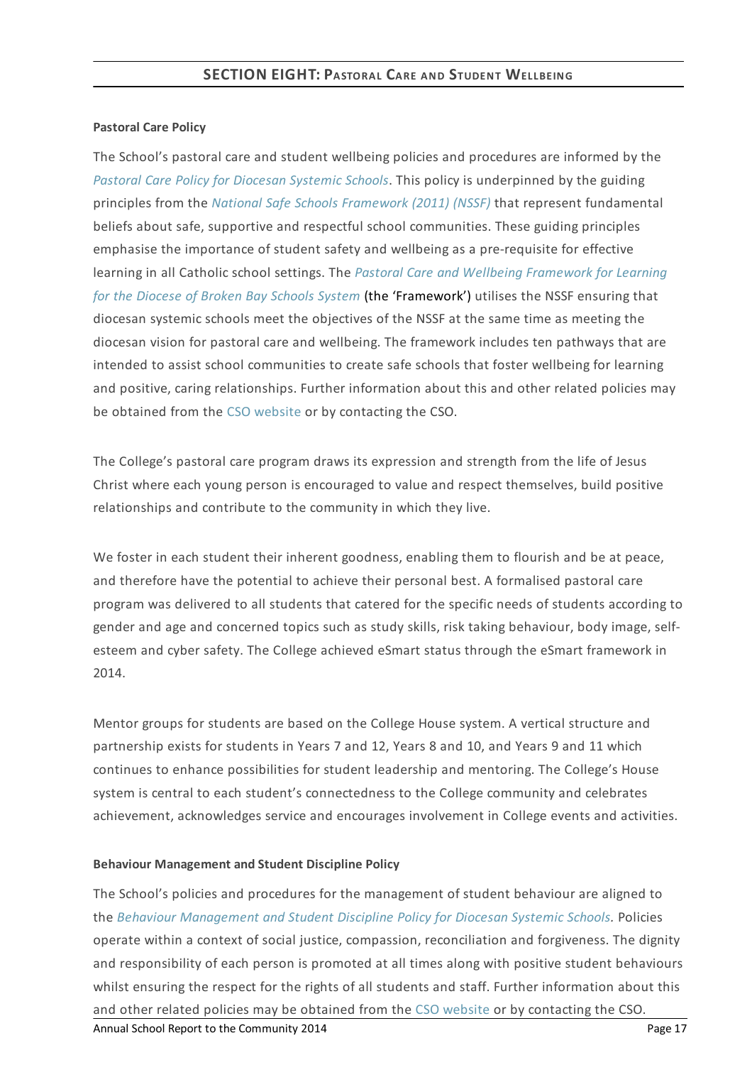## SECTION EIGHT: Pastoral Care and Student Wellbeing

### Pastoral Care Policy

The School's pastoral care and student wellbeing policies and procedures are informed by the *Pastoral Care Policy for Diocesan Systemic Schools*. This policy is underpinned by the guiding principles from the *National Safe Schools Framework (2011) (NSSF)* that represent fundamental beliefs about safe, supportive and respectful school communities. These guiding principles emphasise the importance of student safety and wellbeing as a pre-requisite for effective learning in all Catholic school settings. The *Pastoral Care and Wellbeing Framework for Learning for the Diocese of Broken Bay Schools System* (the 'Framework') utilises the NSSF ensuring that diocesan systemic schools meet the objectives of the NSSF at the same time as meeting the diocesan vision for pastoral care and wellbeing. The framework includes ten pathways that are intended to assist school communities to create safe schools that foster wellbeing for learning and positive, caring relationships. Further information about this and other related policies may be obtained from the CSO website or by contacting the CSO.

The College's pastoral care program draws its expression and strength from the life of Jesus Christ where each young person is encouraged to value and respect themselves, build positive relationships and contribute to the community in which they live.

We foster in each student their inherent goodness, enabling them to flourish and be at peace, and therefore have the potential to achieve their personal best. A formalised pastoral care program was delivered to all students that catered for the specific needs of students according to gender and age and concerned topics such as study skills, risk taking behaviour, body image, self-esteem and cyber safety. The College achieved eSmart status through the eSmart framework in 2014.

Mentor groups for students are based on the College House system. A vertical structure and partnership exists for students in Years 7 and 12, Years 8 and 10, and Years 9 and 11 which continues to enhance possibilities for student leadership and mentoring. The College's House system is central to each student's connectedness to the College community and celebrates achievement, acknowledges service and encourages involvement in College events and activities.

### Behaviour Management and Student Discipline Policy

The School's policies and procedures for the management of student behaviour are aligned to the *Behaviour Management and Student Discipline Policy for Diocesan Systemic Schools.* Policies operate within a context of social justice, compassion, reconciliation and forgiveness. The dignity and responsibility of each person is promoted at all times along with positive student behaviours whilst ensuring the respect for the rights of all students and staff. Further information about this and other related policies may be obtained from the CSO website or by contacting the CSO.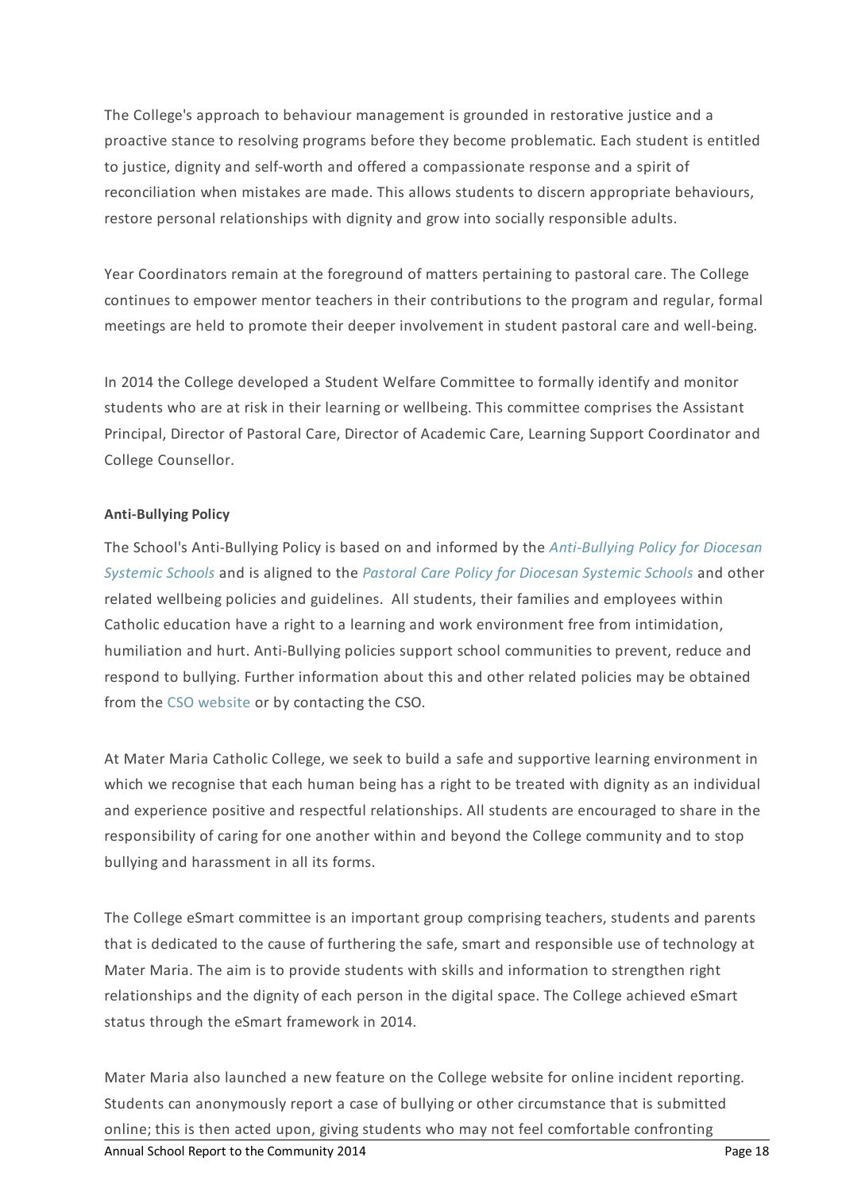The College's approach to behaviour management is grounded in restorative justice and a proactive stance to resolving programs before they become problematic. Each student is entitled to justice, dignity and self-worth and offered a compassionate response and a spirit of reconciliation when mistakes are made. This allows students to discern appropriate behaviours, restore personal relationships with dignity and grow into socially responsible adults.

Year Coordinators remain at the foreground of matters pertaining to pastoral care. The College continues to empower mentor teachers in their contributions to the program and regular, formal meetings are held to promote their deeper involvement in student pastoral care and well-being.

In 2014 the College developed a Student Welfare Committee to formally identify and monitor students who are at risk in their learning or wellbeing. This committee comprises the Assistant Principal, Director of Pastoral Care, Director of Academic Care, Learning Support Coordinator and College Counsellor.

**Anti-Bullying Policy**

The School's Anti-Bullying Policy is based on and informed by the *Anti-Bullying Policy for Diocesan Systemic Schools* and is aligned to the *Pastoral Care Policy for Diocesan Systemic Schools* and other related wellbeing policies and guidelines. All students, their families and employees within Catholic education have a right to a learning and work environment free from intimidation, humiliation and hurt. Anti-Bullying policies support school communities to prevent, reduce and respond to bullying. Further information about this and other related policies may be obtained from the CSO website or by contacting the CSO.

At Mater Maria Catholic College, we seek to build a safe and supportive learning environment in which we recognise that each human being has a right to be treated with dignity as an individual and experience positive and respectful relationships. All students are encouraged to share in the responsibility of caring for one another within and beyond the College community and to stop bullying and harassment in all its forms.

The College eSmart committee is an important group comprising teachers, students and parents that is dedicated to the cause of furthering the safe, smart and responsible use of technology at Mater Maria. The aim is to provide students with skills and information to strengthen right relationships and the dignity of each person in the digital space. The College achieved eSmart status through the eSmart framework in 2014.

Mater Maria also launched a new feature on the College website for online incident reporting. Students can anonymously report a case of bullying or other circumstance that is submitted online; this is then acted upon, giving students who may not feel comfortable confronting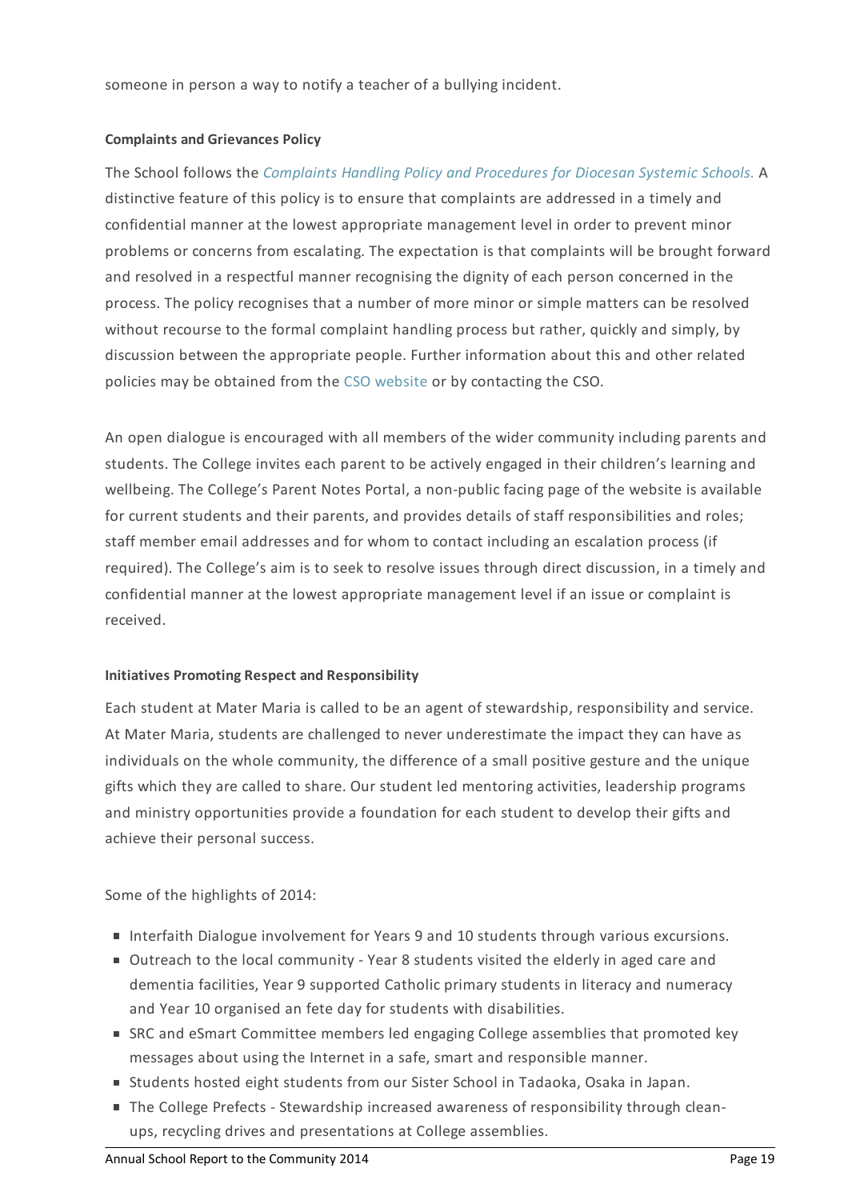someone in person a way to notify a teacher of a bullying incident.

#### Complaints and Grievances Policy

The School follows the *Complaints Handling Policy and Procedures for Diocesan Systemic Schools.* A distinctive feature of this policy is to ensure that complaints are addressed in a timely and confidential manner at the lowest appropriate management level in order to prevent minor problems or concerns from escalating. The expectation is that complaints will be brought forward and resolved in a respectful manner recognising the dignity of each person concerned in the process. The policy recognises that a number of more minor or simple matters can be resolved without recourse to the formal complaint handling process but rather, quickly and simply, by discussion between the appropriate people. Further information about this and other related policies may be obtained from the CSO website or by contacting the CSO.

An open dialogue is encouraged with all members of the wider community including parents and students. The College invites each parent to be actively engaged in their children's learning and wellbeing. The College's Parent Notes Portal, a non-public facing page of the website is available for current students and their parents, and provides details of staff responsibilities and roles; staff member email addresses and for whom to contact including an escalation process (if required). The College's aim is to seek to resolve issues through direct discussion, in a timely and confidential manner at the lowest appropriate management level if an issue or complaint is received.

#### Initiatives Promoting Respect and Responsibility

Each student at Mater Maria is called to be an agent of stewardship, responsibility and service. At Mater Maria, students are challenged to never underestimate the impact they can have as individuals on the whole community, the difference of a small positive gesture and the unique gifts which they are called to share. Our student led mentoring activities, leadership programs and ministry opportunities provide a foundation for each student to develop their gifts and achieve their personal success.

Some of the highlights of 2014:

- Interfaith Dialogue involvement for Years 9 and 10 students through various excursions.
- Outreach to the local community - Year 8 students visited the elderly in aged care and dementia facilities, Year 9 supported Catholic primary students in literacy and numeracy and Year 10 organised an fete day for students with disabilities.
- SRC and eSmart Committee members led engaging College assemblies that promoted key messages about using the Internet in a safe, smart and responsible manner.
- Students hosted eight students from our Sister School in Tadaoka, Osaka in Japan.
- The College Prefects - Stewardship increased awareness of responsibility through clean-ups, recycling drives and presentations at College assemblies.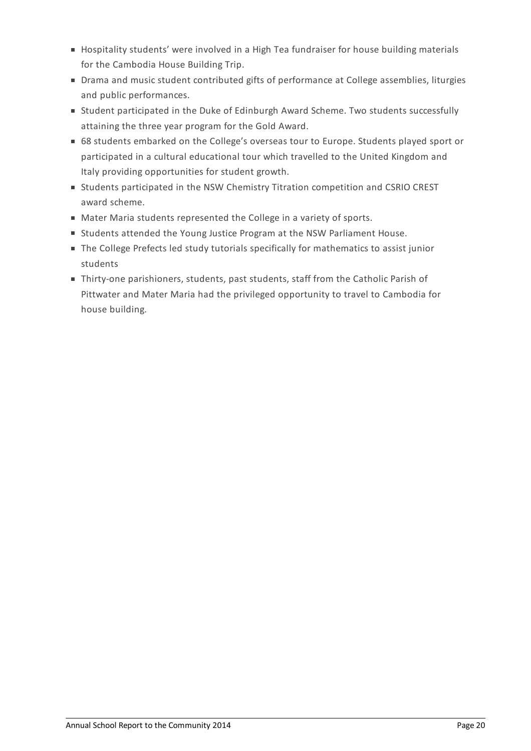- Hospitality students' were involved in a High Tea fundraiser for house building materials for the Cambodia House Building Trip.
- Drama and music student contributed gifts of performance at College assemblies, liturgies and public performances.
- Student participated in the Duke of Edinburgh Award Scheme. Two students successfully attaining the three year program for the Gold Award.
- 68 students embarked on the College's overseas tour to Europe. Students played sport or participated in a cultural educational tour which travelled to the United Kingdom and Italy providing opportunities for student growth.
- Students participated in the NSW Chemistry Titration competition and CSRIO CREST award scheme.
- Mater Maria students represented the College in a variety of sports.
- Students attended the Young Justice Program at the NSW Parliament House.
- The College Prefects led study tutorials specifically for mathematics to assist junior students
- Thirty-one parishioners, students, past students, staff from the Catholic Parish of Pittwater and Mater Maria had the privileged opportunity to travel to Cambodia for house building.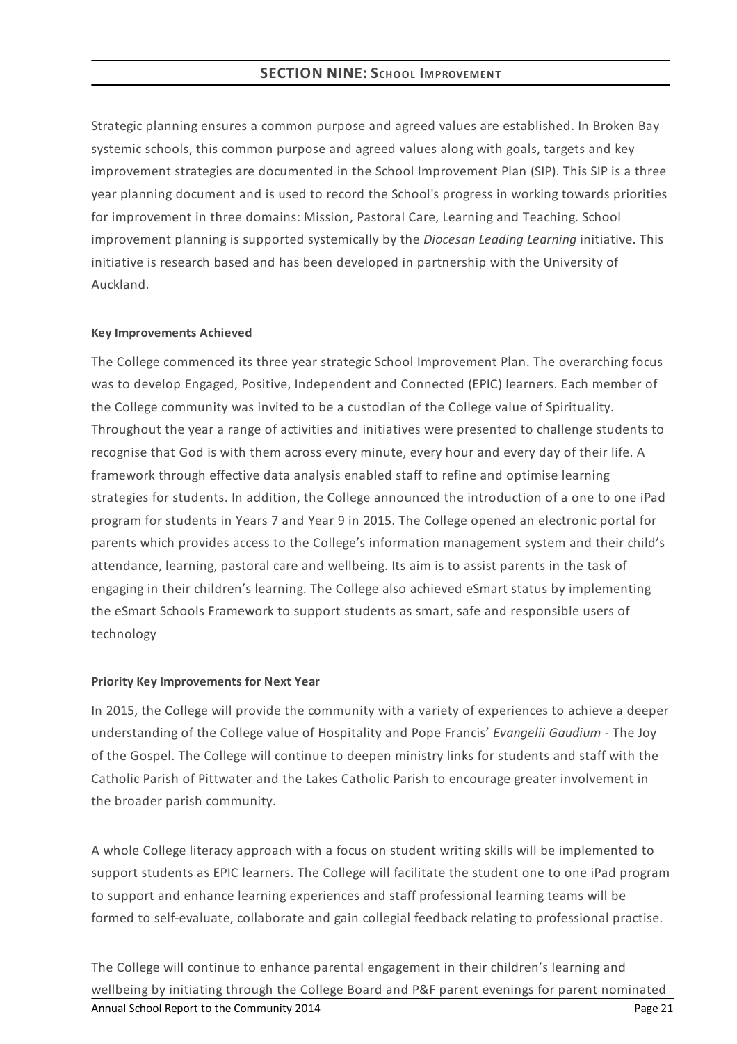## SECTION NINE: School Improvement

Strategic planning ensures a common purpose and agreed values are established. In Broken Bay systemic schools, this common purpose and agreed values along with goals, targets and key improvement strategies are documented in the School Improvement Plan (SIP). This SIP is a three year planning document and is used to record the School's progress in working towards priorities for improvement in three domains: Mission, Pastoral Care, Learning and Teaching. School improvement planning is supported systemically by the *Diocesan Leading Learning* initiative. This initiative is research based and has been developed in partnership with the University of Auckland.

### Key Improvements Achieved

The College commenced its three year strategic School Improvement Plan. The overarching focus was to develop Engaged, Positive, Independent and Connected (EPIC) learners. Each member of the College community was invited to be a custodian of the College value of Spirituality. Throughout the year a range of activities and initiatives were presented to challenge students to recognise that God is with them across every minute, every hour and every day of their life. A framework through effective data analysis enabled staff to refine and optimise learning strategies for students. In addition, the College announced the introduction of a one to one iPad program for students in Years 7 and Year 9 in 2015. The College opened an electronic portal for parents which provides access to the College's information management system and their child's attendance, learning, pastoral care and wellbeing. Its aim is to assist parents in the task of engaging in their children's learning. The College also achieved eSmart status by implementing the eSmart Schools Framework to support students as smart, safe and responsible users of technology

### Priority Key Improvements for Next Year

In 2015, the College will provide the community with a variety of experiences to achieve a deeper understanding of the College value of Hospitality and Pope Francis' *Evangelii Gaudium* - The Joy of the Gospel. The College will continue to deepen ministry links for students and staff with the Catholic Parish of Pittwater and the Lakes Catholic Parish to encourage greater involvement in the broader parish community.

A whole College literacy approach with a focus on student writing skills will be implemented to support students as EPIC learners. The College will facilitate the student one to one iPad program to support and enhance learning experiences and staff professional learning teams will be formed to self-evaluate, collaborate and gain collegial feedback relating to professional practise.

The College will continue to enhance parental engagement in their children's learning and wellbeing by initiating through the College Board and P&F parent evenings for parent nominated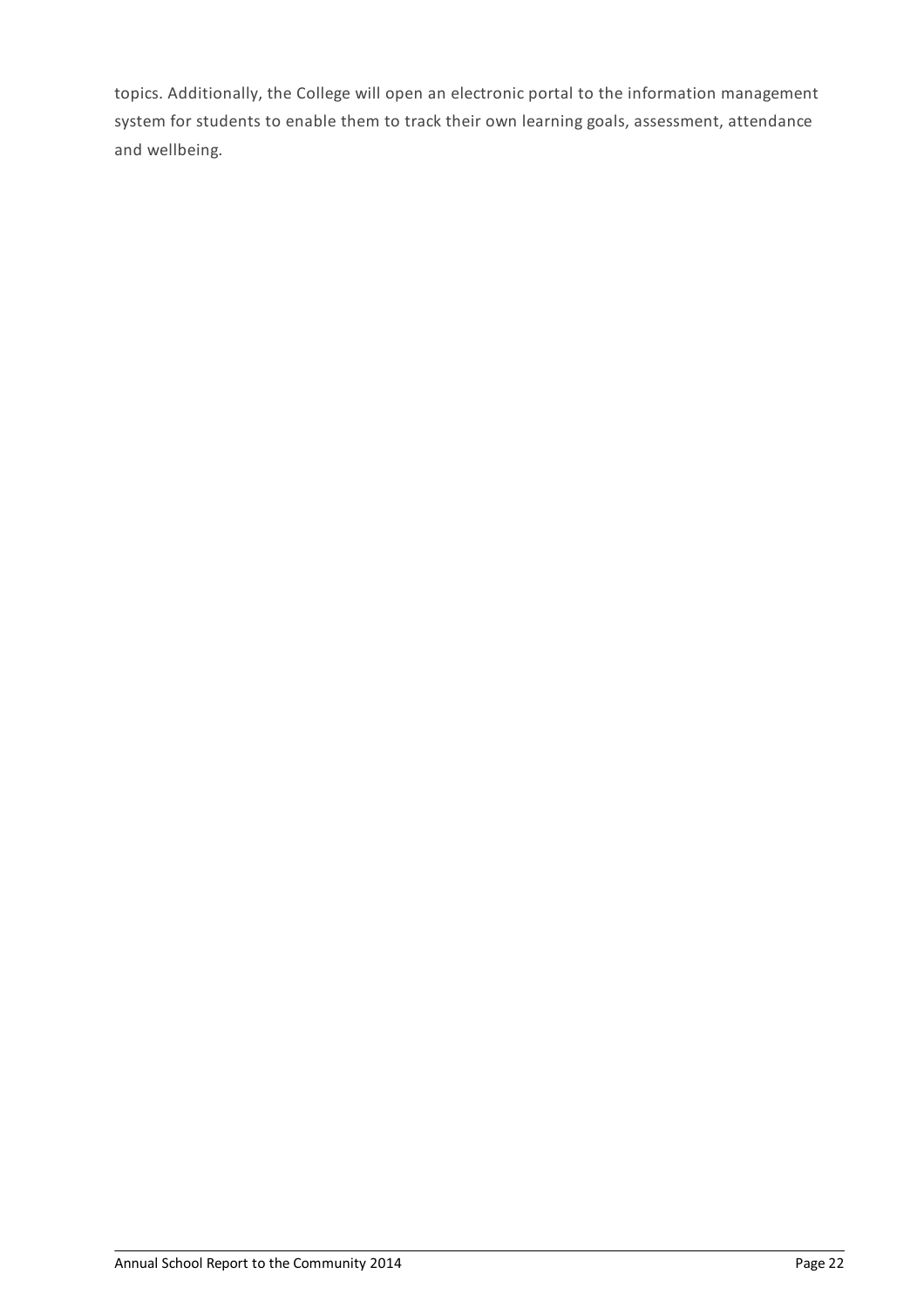topics. Additionally, the College will open an electronic portal to the information management system for students to enable them to track their own learning goals, assessment, attendance and wellbeing.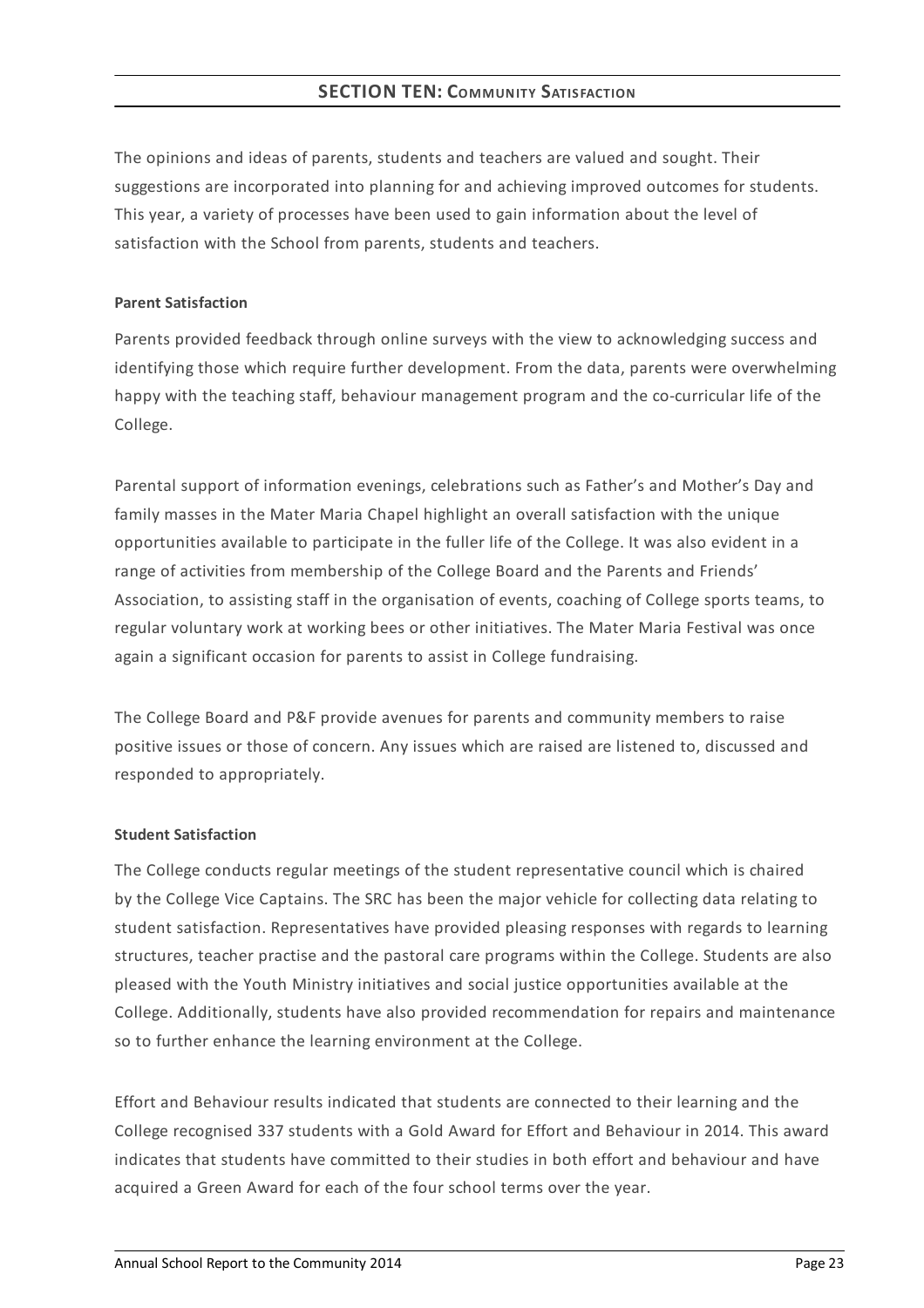## SECTION TEN: COMMUNITY SATISFACTION

The opinions and ideas of parents, students and teachers are valued and sought. Their suggestions are incorporated into planning for and achieving improved outcomes for students. This year, a variety of processes have been used to gain information about the level of satisfaction with the School from parents, students and teachers.

**Parent Satisfaction**

Parents provided feedback through online surveys with the view to acknowledging success and identifying those which require further development. From the data, parents were overwhelming happy with the teaching staff, behaviour management program and the co-curricular life of the College.

Parental support of information evenings, celebrations such as Father's and Mother's Day and family masses in the Mater Maria Chapel highlight an overall satisfaction with the unique opportunities available to participate in the fuller life of the College. It was also evident in a range of activities from membership of the College Board and the Parents and Friends' Association, to assisting staff in the organisation of events, coaching of College sports teams, to regular voluntary work at working bees or other initiatives. The Mater Maria Festival was once again a significant occasion for parents to assist in College fundraising.

The College Board and P&F provide avenues for parents and community members to raise positive issues or those of concern. Any issues which are raised are listened to, discussed and responded to appropriately.

**Student Satisfaction**

The College conducts regular meetings of the student representative council which is chaired by the College Vice Captains. The SRC has been the major vehicle for collecting data relating to student satisfaction. Representatives have provided pleasing responses with regards to learning structures, teacher practise and the pastoral care programs within the College. Students are also pleased with the Youth Ministry initiatives and social justice opportunities available at the College. Additionally, students have also provided recommendation for repairs and maintenance so to further enhance the learning environment at the College.

Effort and Behaviour results indicated that students are connected to their learning and the College recognised 337 students with a Gold Award for Effort and Behaviour in 2014. This award indicates that students have committed to their studies in both effort and behaviour and have acquired a Green Award for each of the four school terms over the year.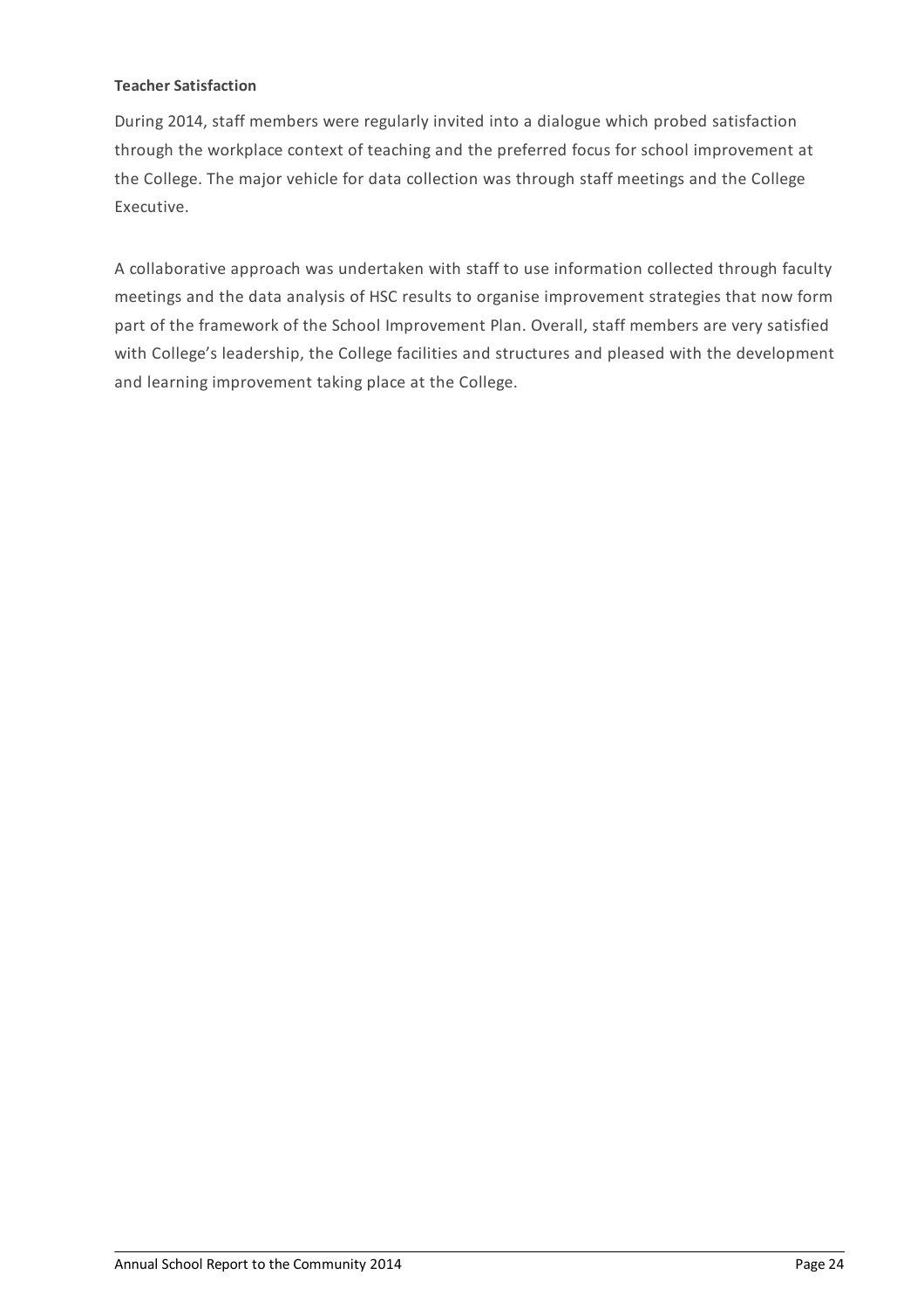**Teacher Satisfaction**

During 2014, staff members were regularly invited into a dialogue which probed satisfaction through the workplace context of teaching and the preferred focus for school improvement at the College. The major vehicle for data collection was through staff meetings and the College Executive.

A collaborative approach was undertaken with staff to use information collected through faculty meetings and the data analysis of HSC results to organise improvement strategies that now form part of the framework of the School Improvement Plan. Overall, staff members are very satisfied with College's leadership, the College facilities and structures and pleased with the development and learning improvement taking place at the College.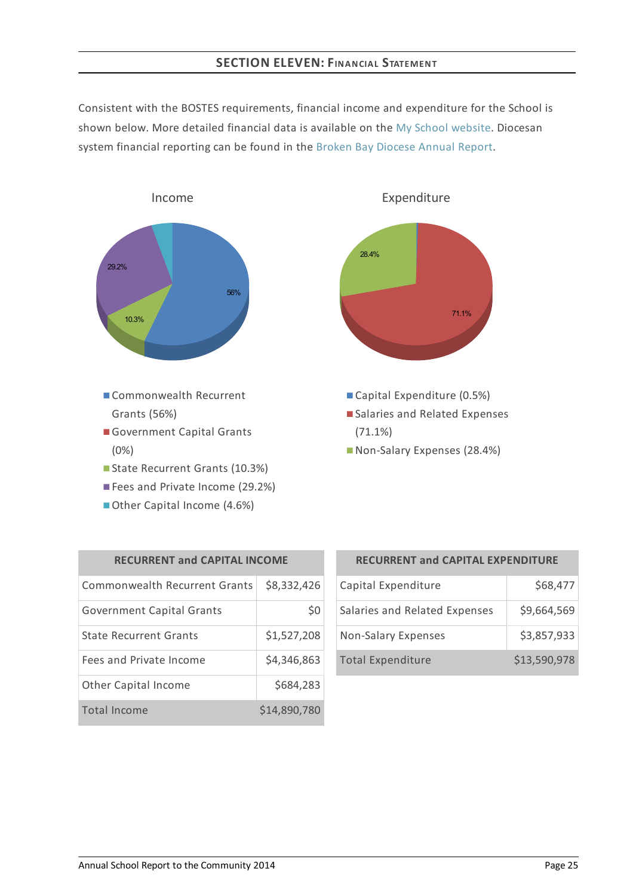## SECTION ELEVEN: Financial Statement

Consistent with the BOSTES requirements, financial income and expenditure for the School is shown below. More detailed financial data is available on the My School website. Diocesan system financial reporting can be found in the Broken Bay Diocese Annual Report.

Income

29.2%

56%

10.3%

- Commonwealth Recurrent Grants (56%)
- Government Capital Grants (0%)
- State Recurrent Grants (10.3%)
- Fees and Private Income (29.2%)
- Other Capital Income (4.6%)

Expenditure

28.4%

71.1%

- Capital Expenditure (0.5%)
- Salaries and Related Expenses (71.1%)
- Non-Salary Expenses (28.4%)

| RECURRENT and CAPITAL INCOME | |
|---|---|
| Commonwealth Recurrent Grants | $8,332,426 |
| Government Capital Grants | $0 |
| State Recurrent Grants | $1,527,208 |
| Fees and Private Income | $4,346,863 |
| Other Capital Income | $684,283 |
| Total Income | $14,890,780 |

| RECURRENT and CAPITAL EXPENDITURE | |
|---|---|
| Capital Expenditure | $68,477 |
| Salaries and Related Expenses | $9,664,569 |
| Non-Salary Expenses | $3,857,933 |
| Total Expenditure | $13,590,978 |